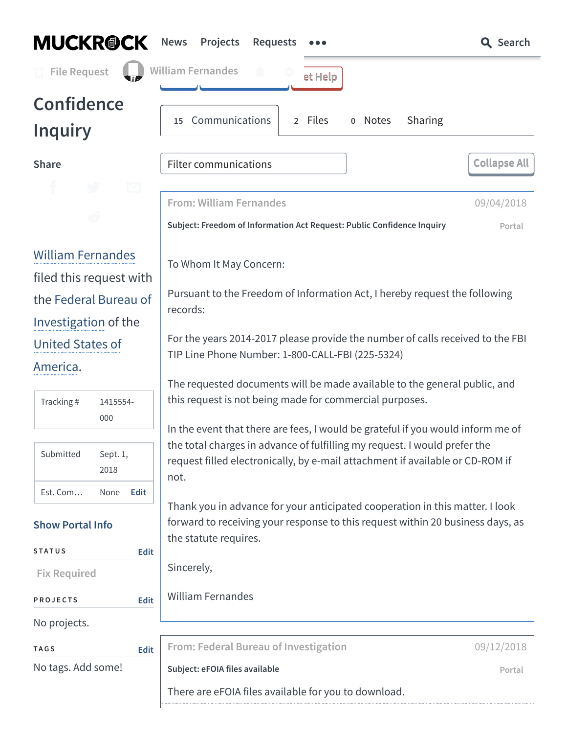MUCKROCK News Projects Requests ••• Search

File Request William Fernandes

# Confidence Inquiry

Share

William Fernandes filed this request with the Federal Bureau of Investigation of the United States of America.

| Tracking # | 1415554-000 |
|---|---|

| Submitted | Sept. 1, 2018 | |
|---|---|---|
| Est. Com… | None | Edit |

Show Portal Info

**STATUS** Edit

Fix Required

**PROJECTS** Edit

No projects.

**TAGS** Edit

No tags. Add some!

15 Communications 2 Files 0 Notes Sharing

Filter communications Collapse All

---

From: William Fernandes 09/04/2018

**Subject: Freedom of Information Act Request: Public Confidence Inquiry** Portal

To Whom It May Concern:

Pursuant to the Freedom of Information Act, I hereby request the following records:

For the years 2014-2017 please provide the number of calls received to the FBI TIP Line Phone Number: 1-800-CALL-FBI (225-5324)

The requested documents will be made available to the general public, and this request is not being made for commercial purposes.

In the event that there are fees, I would be grateful if you would inform me of the total charges in advance of fulfilling my request. I would prefer the request filled electronically, by e-mail attachment if available or CD-ROM if not.

Thank you in advance for your anticipated cooperation in this matter. I look forward to receiving your response to this request within 20 business days, as the statute requires.

Sincerely,

William Fernandes

---

From: Federal Bureau of Investigation 09/12/2018

**Subject: eFOIA files available** Portal

There are eFOIA files available for you to download.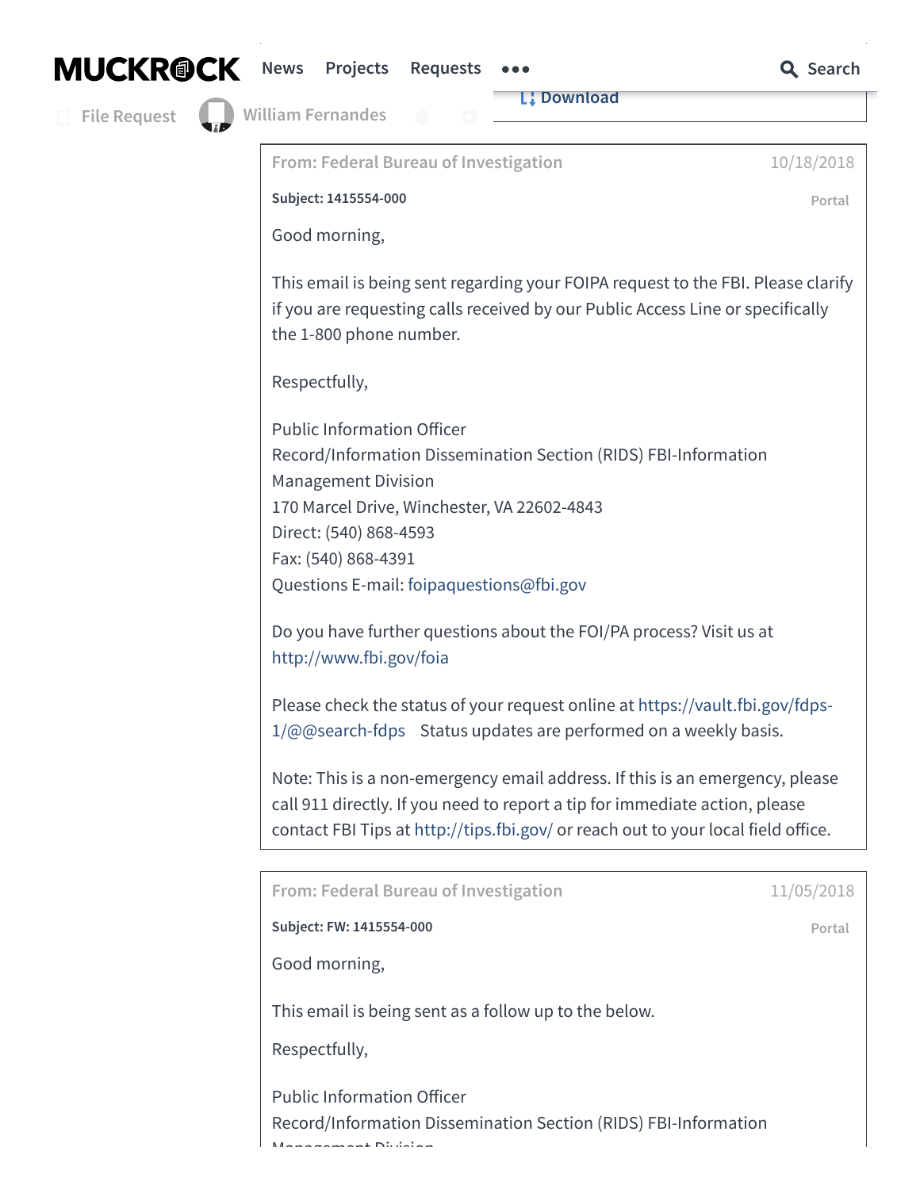From: Federal Bureau of Investigation — 10/18/2018

**Subject: 1415554-000** — Portal

Good morning,

This email is being sent regarding your FOIPA request to the FBI. Please clarify if you are requesting calls received by our Public Access Line or specifically the 1-800 phone number.

Respectfully,

Public Information Officer
Record/Information Dissemination Section (RIDS) FBI-Information Management Division
170 Marcel Drive, Winchester, VA 22602-4843
Direct: (540) 868-4593
Fax: (540) 868-4391
Questions E-mail: foipaquestions@fbi.gov

Do you have further questions about the FOI/PA process? Visit us at http://www.fbi.gov/foia

Please check the status of your request online at https://vault.fbi.gov/fdps-1/@@search-fdps Status updates are performed on a weekly basis.

Note: This is a non-emergency email address. If this is an emergency, please call 911 directly. If you need to report a tip for immediate action, please contact FBI Tips at http://tips.fbi.gov/ or reach out to your local field office.

From: Federal Bureau of Investigation — 11/05/2018

**Subject: FW: 1415554-000** — Portal

Good morning,

This email is being sent as a follow up to the below.

Respectfully,

Public Information Officer
Record/Information Dissemination Section (RIDS) FBI-Information Management Division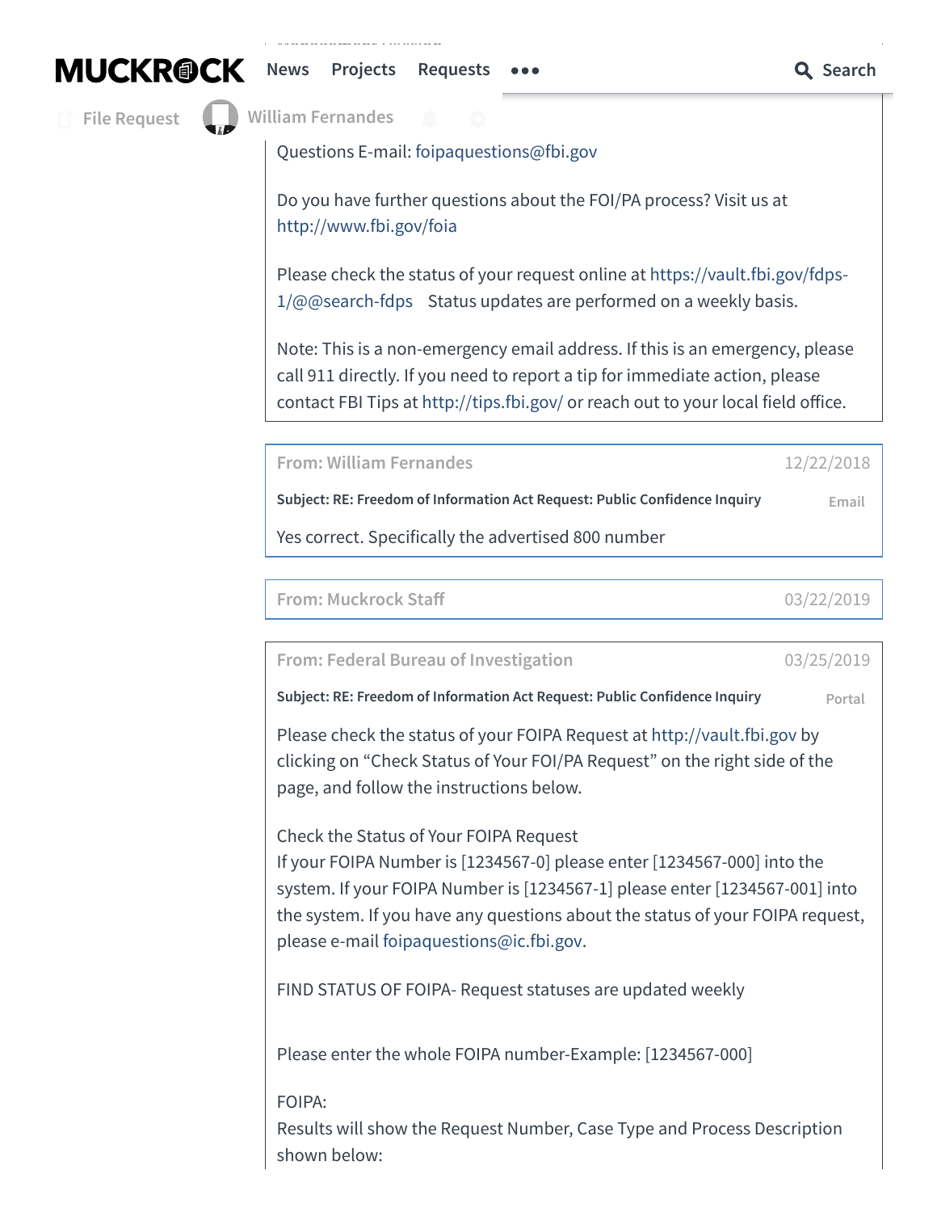Questions E-mail: foipaquestions@fbi.gov

Do you have further questions about the FOI/PA process? Visit us at http://www.fbi.gov/foia

Please check the status of your request online at https://vault.fbi.gov/fdps-1/@@search-fdps Status updates are performed on a weekly basis.

Note: This is a non-emergency email address. If this is an emergency, please call 911 directly. If you need to report a tip for immediate action, please contact FBI Tips at http://tips.fbi.gov/ or reach out to your local field office.

---

From: William Fernandes — 12/22/2018

**Subject: RE: Freedom of Information Act Request: Public Confidence Inquiry** — Email

Yes correct. Specifically the advertised 800 number

---

From: Muckrock Staff — 03/22/2019

---

From: Federal Bureau of Investigation — 03/25/2019

**Subject: RE: Freedom of Information Act Request: Public Confidence Inquiry** — Portal

Please check the status of your FOIPA Request at http://vault.fbi.gov by clicking on "Check Status of Your FOI/PA Request" on the right side of the page, and follow the instructions below.

Check the Status of Your FOIPA Request
If your FOIPA Number is [1234567-0] please enter [1234567-000] into the system. If your FOIPA Number is [1234567-1] please enter [1234567-001] into the system. If you have any questions about the status of your FOIPA request, please e-mail foipaquestions@ic.fbi.gov.

FIND STATUS OF FOIPA- Request statuses are updated weekly

Please enter the whole FOIPA number-Example: [1234567-000]

FOIPA:
Results will show the Request Number, Case Type and Process Description shown below: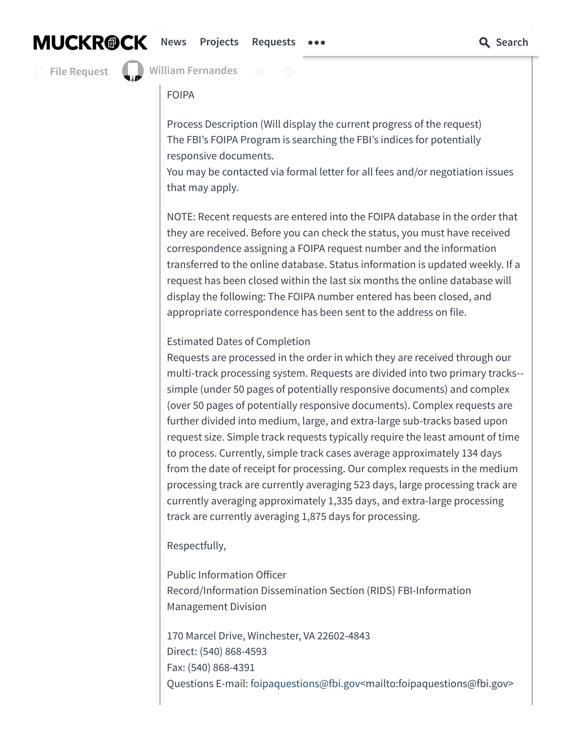FOIPA

Process Description (Will display the current progress of the request)
The FBI's FOIPA Program is searching the FBI's indices for potentially responsive documents.
You may be contacted via formal letter for all fees and/or negotiation issues that may apply.

NOTE: Recent requests are entered into the FOIPA database in the order that they are received. Before you can check the status, you must have received correspondence assigning a FOIPA request number and the information transferred to the online database. Status information is updated weekly. If a request has been closed within the last six months the online database will display the following: The FOIPA number entered has been closed, and appropriate correspondence has been sent to the address on file.

Estimated Dates of Completion
Requests are processed in the order in which they are received through our multi-track processing system. Requests are divided into two primary tracks--simple (under 50 pages of potentially responsive documents) and complex (over 50 pages of potentially responsive documents). Complex requests are further divided into medium, large, and extra-large sub-tracks based upon request size. Simple track requests typically require the least amount of time to process. Currently, simple track cases average approximately 134 days from the date of receipt for processing. Our complex requests in the medium processing track are currently averaging 523 days, large processing track are currently averaging approximately 1,335 days, and extra-large processing track are currently averaging 1,875 days for processing.

Respectfully,

Public Information Officer
Record/Information Dissemination Section (RIDS) FBI-Information Management Division

170 Marcel Drive, Winchester, VA 22602-4843
Direct: (540) 868-4593
Fax: (540) 868-4391
Questions E-mail: foipaquestions@fbi.gov<mailto:foipaquestions@fbi.gov>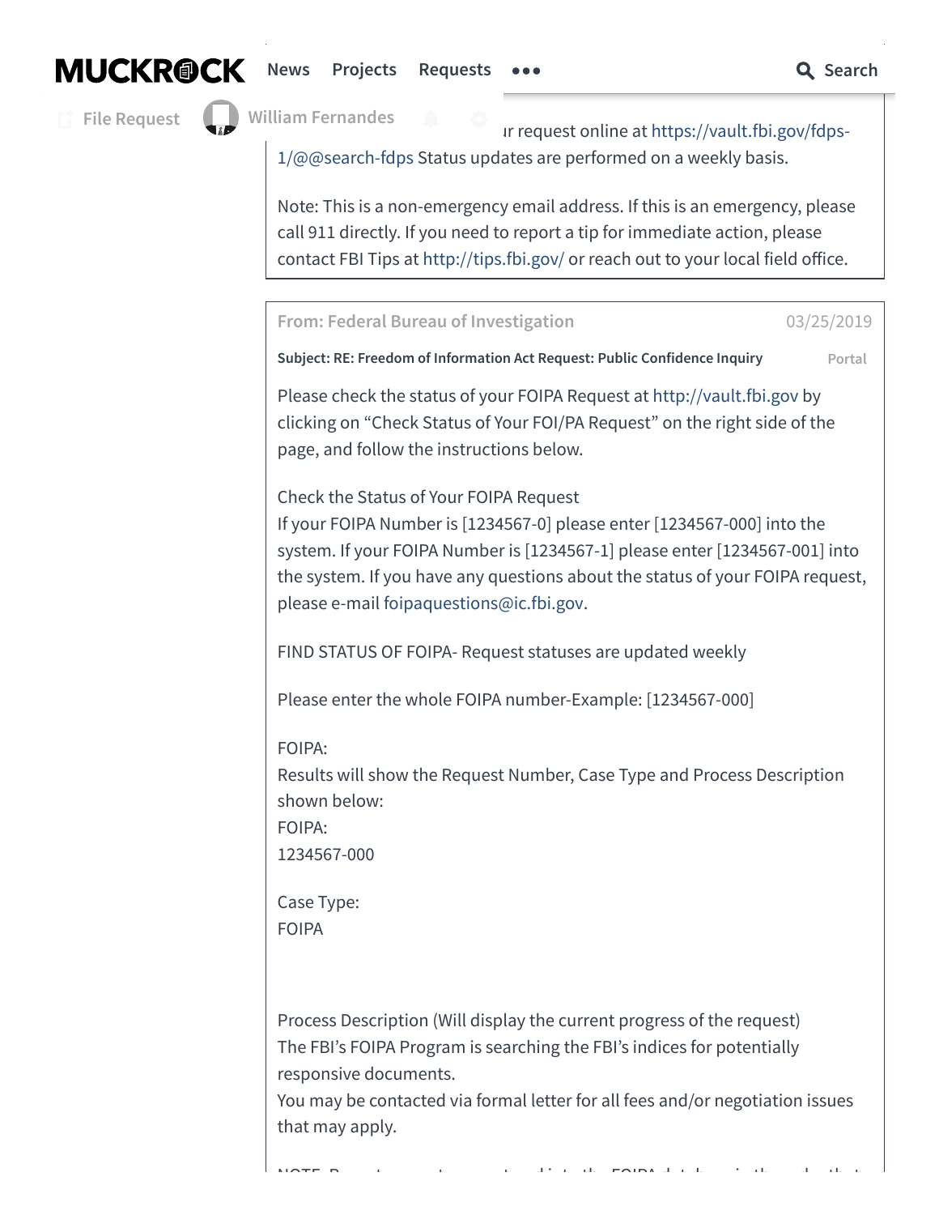ır request online at https://vault.fbi.gov/fdps-1/@@search-fdps Status updates are performed on a weekly basis.

Note: This is a non-emergency email address. If this is an emergency, please call 911 directly. If you need to report a tip for immediate action, please contact FBI Tips at http://tips.fbi.gov/ or reach out to your local field office.

---

From: Federal Bureau of Investigation — 03/25/2019

**Subject: RE: Freedom of Information Act Request: Public Confidence Inquiry** — Portal

Please check the status of your FOIPA Request at http://vault.fbi.gov by clicking on "Check Status of Your FOI/PA Request" on the right side of the page, and follow the instructions below.

Check the Status of Your FOIPA Request
If your FOIPA Number is [1234567-0] please enter [1234567-000] into the system. If your FOIPA Number is [1234567-1] please enter [1234567-001] into the system. If you have any questions about the status of your FOIPA request, please e-mail foipaquestions@ic.fbi.gov.

FIND STATUS OF FOIPA- Request statuses are updated weekly

Please enter the whole FOIPA number-Example: [1234567-000]

FOIPA:
Results will show the Request Number, Case Type and Process Description shown below:
FOIPA:
1234567-000

Case Type:
FOIPA

Process Description (Will display the current progress of the request)
The FBI's FOIPA Program is searching the FBI's indices for potentially responsive documents.
You may be contacted via formal letter for all fees and/or negotiation issues that may apply.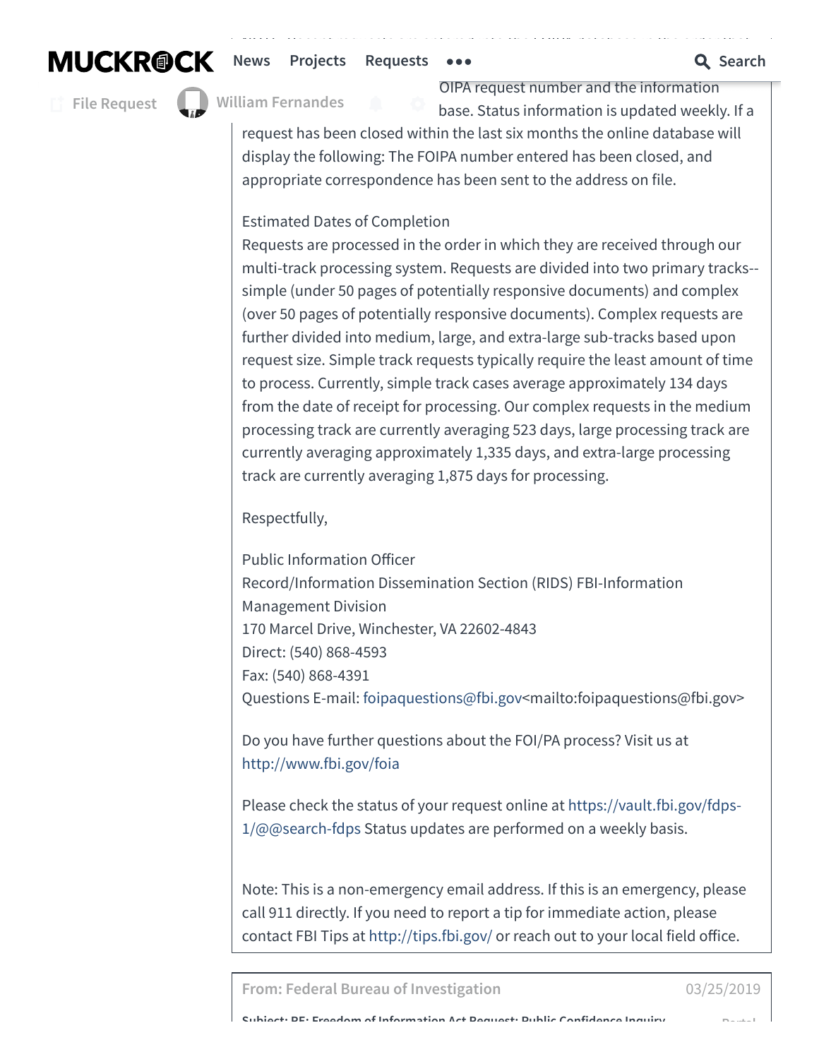OIPA request number and the information base. Status information is updated weekly. If a request has been closed within the last six months the online database will display the following: The FOIPA number entered has been closed, and appropriate correspondence has been sent to the address on file.

Estimated Dates of Completion
Requests are processed in the order in which they are received through our multi-track processing system. Requests are divided into two primary tracks--simple (under 50 pages of potentially responsive documents) and complex (over 50 pages of potentially responsive documents). Complex requests are further divided into medium, large, and extra-large sub-tracks based upon request size. Simple track requests typically require the least amount of time to process. Currently, simple track cases average approximately 134 days from the date of receipt for processing. Our complex requests in the medium processing track are currently averaging 523 days, large processing track are currently averaging approximately 1,335 days, and extra-large processing track are currently averaging 1,875 days for processing.

Respectfully,

Public Information Officer
Record/Information Dissemination Section (RIDS) FBI-Information Management Division
170 Marcel Drive, Winchester, VA 22602-4843
Direct: (540) 868-4593
Fax: (540) 868-4391
Questions E-mail: foipaquestions@fbi.gov<mailto:foipaquestions@fbi.gov>

Do you have further questions about the FOI/PA process? Visit us at http://www.fbi.gov/foia

Please check the status of your request online at https://vault.fbi.gov/fdps-1/@@search-fdps Status updates are performed on a weekly basis.

Note: This is a non-emergency email address. If this is an emergency, please call 911 directly. If you need to report a tip for immediate action, please contact FBI Tips at http://tips.fbi.gov/ or reach out to your local field office.

From: Federal Bureau of Investigation 03/25/2019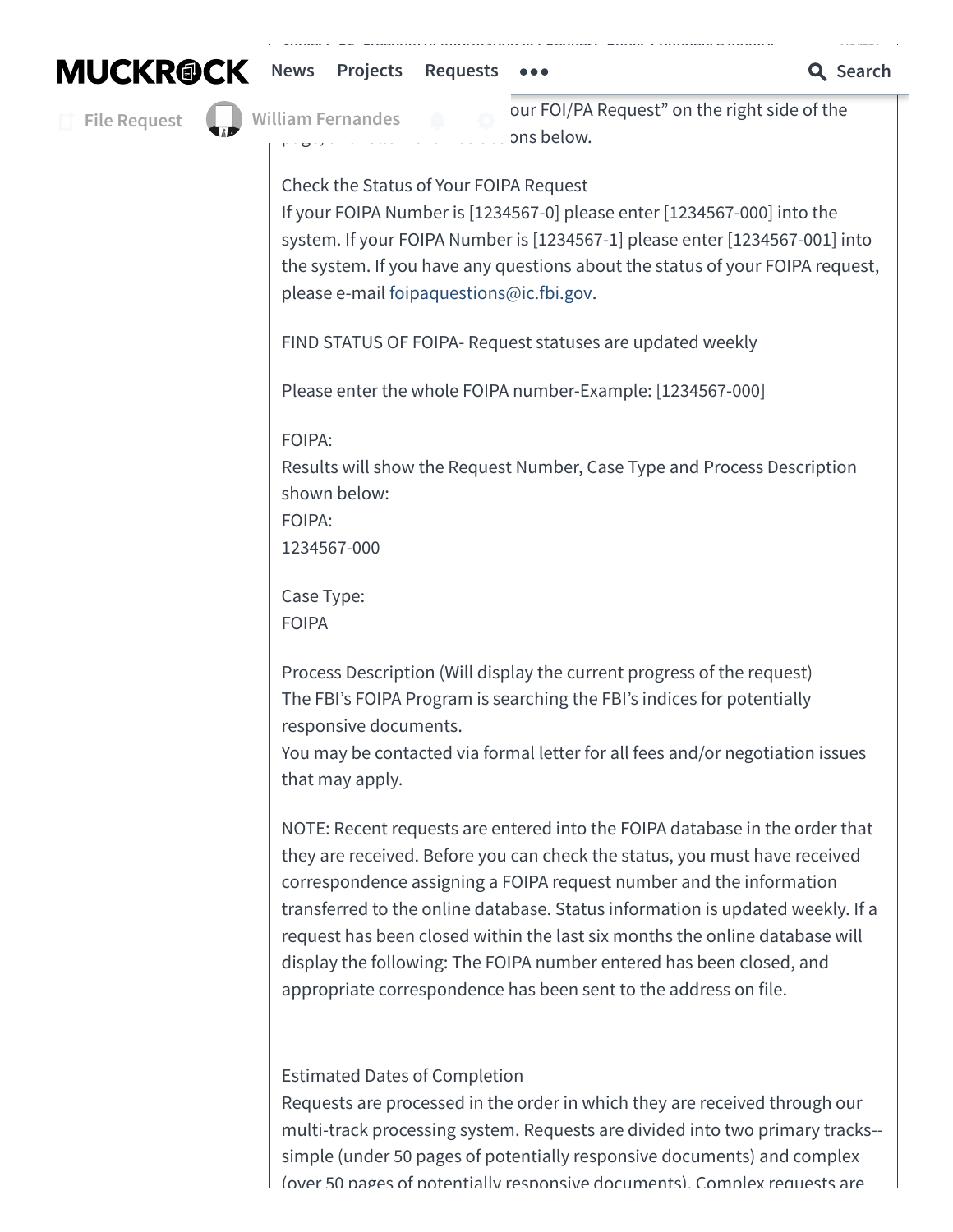our FOI/PA Request" on the right side of the ... ons below.

Check the Status of Your FOIPA Request
If your FOIPA Number is [1234567-0] please enter [1234567-000] into the system. If your FOIPA Number is [1234567-1] please enter [1234567-001] into the system. If you have any questions about the status of your FOIPA request, please e-mail foipaquestions@ic.fbi.gov.

FIND STATUS OF FOIPA- Request statuses are updated weekly

Please enter the whole FOIPA number-Example: [1234567-000]

FOIPA:
Results will show the Request Number, Case Type and Process Description shown below:
FOIPA:
1234567-000

Case Type:
FOIPA

Process Description (Will display the current progress of the request)
The FBI's FOIPA Program is searching the FBI's indices for potentially responsive documents.
You may be contacted via formal letter for all fees and/or negotiation issues that may apply.

NOTE: Recent requests are entered into the FOIPA database in the order that they are received. Before you can check the status, you must have received correspondence assigning a FOIPA request number and the information transferred to the online database. Status information is updated weekly. If a request has been closed within the last six months the online database will display the following: The FOIPA number entered has been closed, and appropriate correspondence has been sent to the address on file.

Estimated Dates of Completion
Requests are processed in the order in which they are received through our multi-track processing system. Requests are divided into two primary tracks--simple (under 50 pages of potentially responsive documents) and complex (over 50 pages of potentially responsive documents). Complex requests are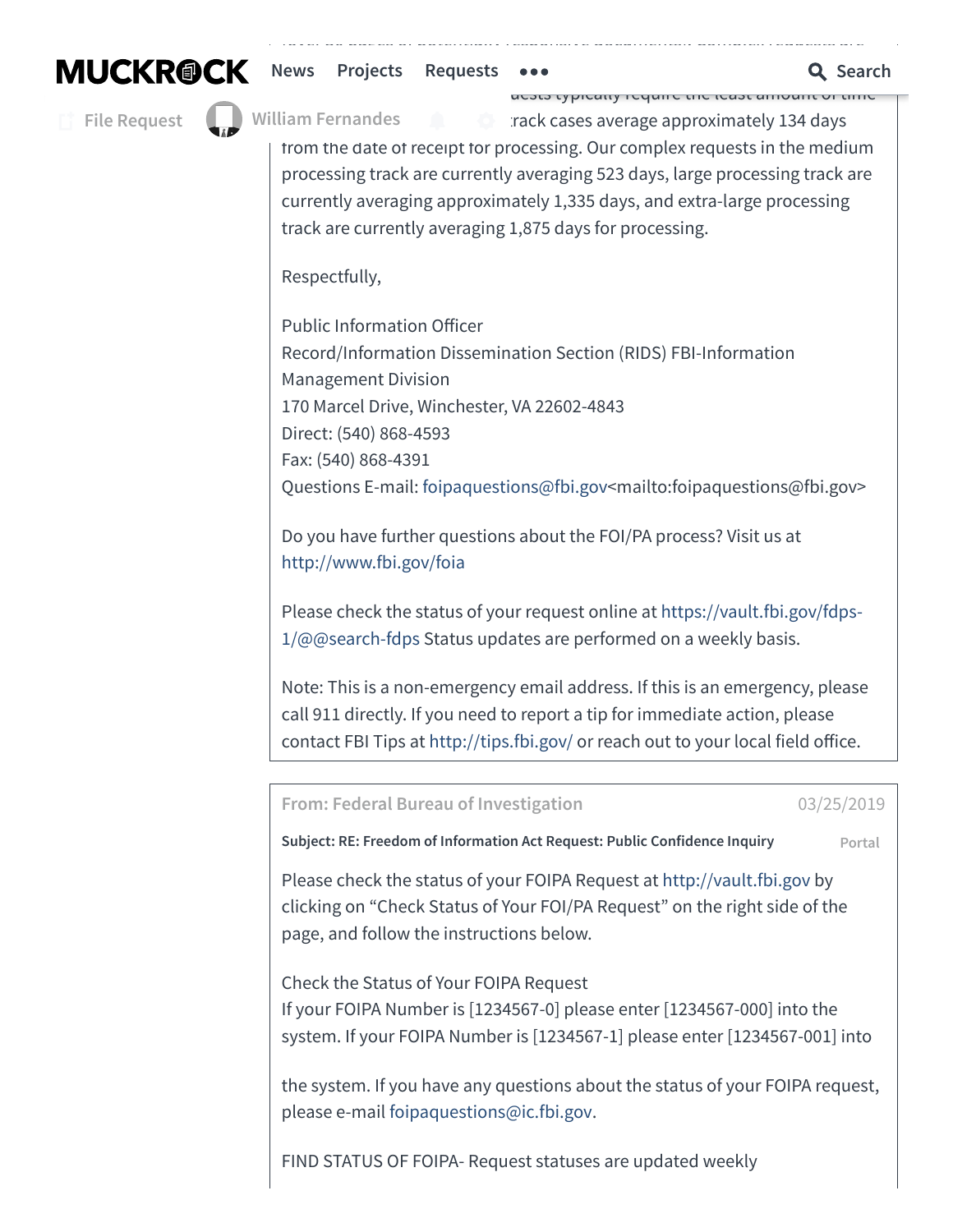track cases average approximately 134 days from the date of receipt for processing. Our complex requests in the medium processing track are currently averaging 523 days, large processing track are currently averaging approximately 1,335 days, and extra-large processing track are currently averaging 1,875 days for processing.

Respectfully,

Public Information Officer
Record/Information Dissemination Section (RIDS) FBI-Information Management Division
170 Marcel Drive, Winchester, VA 22602-4843
Direct: (540) 868-4593
Fax: (540) 868-4391
Questions E-mail: foipaquestions@fbi.gov<mailto:foipaquestions@fbi.gov>

Do you have further questions about the FOI/PA process? Visit us at http://www.fbi.gov/foia

Please check the status of your request online at https://vault.fbi.gov/fdps-1/@@search-fdps Status updates are performed on a weekly basis.

Note: This is a non-emergency email address. If this is an emergency, please call 911 directly. If you need to report a tip for immediate action, please contact FBI Tips at http://tips.fbi.gov/ or reach out to your local field office.

---

From: Federal Bureau of Investigation — 03/25/2019

**Subject: RE: Freedom of Information Act Request: Public Confidence Inquiry** — Portal

Please check the status of your FOIPA Request at http://vault.fbi.gov by clicking on "Check Status of Your FOI/PA Request" on the right side of the page, and follow the instructions below.

Check the Status of Your FOIPA Request
If your FOIPA Number is [1234567-0] please enter [1234567-000] into the system. If your FOIPA Number is [1234567-1] please enter [1234567-001] into

the system. If you have any questions about the status of your FOIPA request, please e-mail foipaquestions@ic.fbi.gov.

FIND STATUS OF FOIPA- Request statuses are updated weekly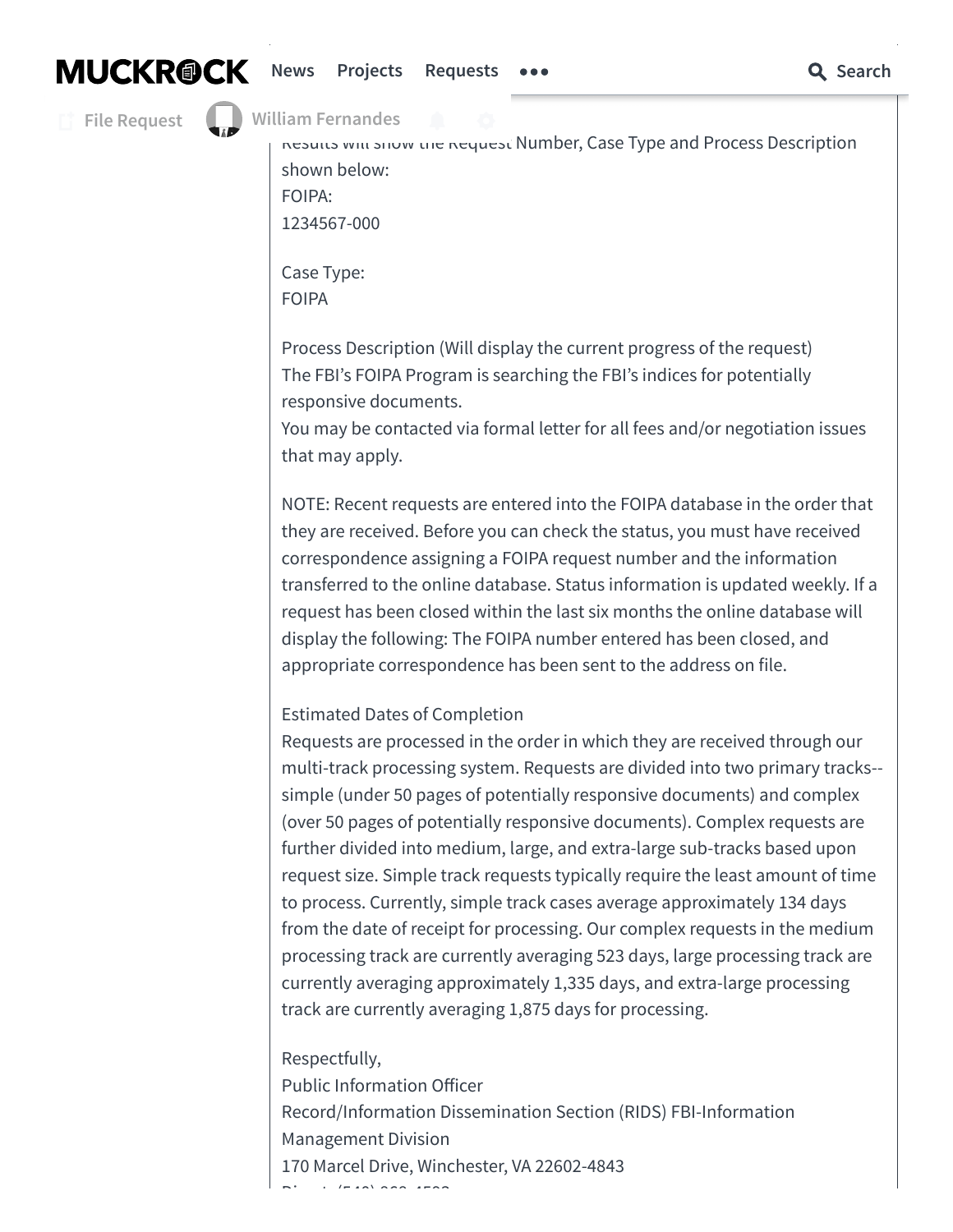Results will show the Request Number, Case Type and Process Description shown below:
FOIPA:
1234567-000

Case Type:
FOIPA

Process Description (Will display the current progress of the request)
The FBI's FOIPA Program is searching the FBI's indices for potentially responsive documents.
You may be contacted via formal letter for all fees and/or negotiation issues that may apply.

NOTE: Recent requests are entered into the FOIPA database in the order that they are received. Before you can check the status, you must have received correspondence assigning a FOIPA request number and the information transferred to the online database. Status information is updated weekly. If a request has been closed within the last six months the online database will display the following: The FOIPA number entered has been closed, and appropriate correspondence has been sent to the address on file.

Estimated Dates of Completion
Requests are processed in the order in which they are received through our multi-track processing system. Requests are divided into two primary tracks--simple (under 50 pages of potentially responsive documents) and complex (over 50 pages of potentially responsive documents). Complex requests are further divided into medium, large, and extra-large sub-tracks based upon request size. Simple track requests typically require the least amount of time to process. Currently, simple track cases average approximately 134 days from the date of receipt for processing. Our complex requests in the medium processing track are currently averaging 523 days, large processing track are currently averaging approximately 1,335 days, and extra-large processing track are currently averaging 1,875 days for processing.

Respectfully,
Public Information Officer
Record/Information Dissemination Section (RIDS) FBI-Information Management Division
170 Marcel Drive, Winchester, VA 22602-4843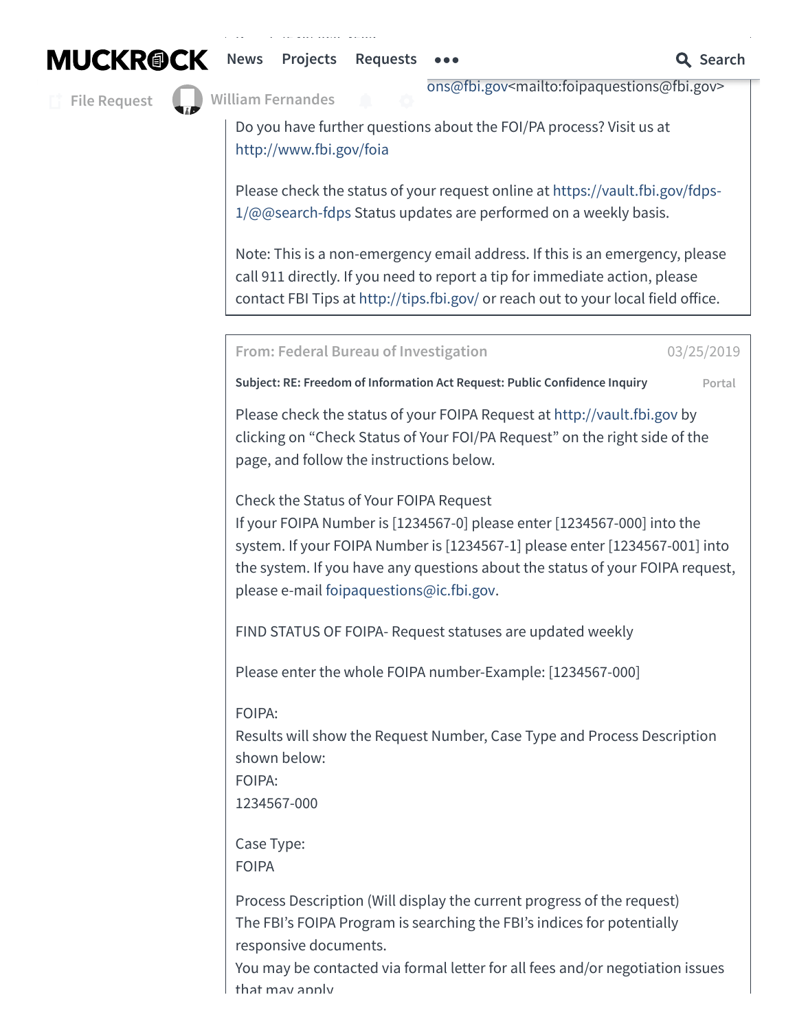ons@fbi.gov<mailto:foipaquestions@fbi.gov>

Do you have further questions about the FOI/PA process? Visit us at http://www.fbi.gov/foia

Please check the status of your request online at https://vault.fbi.gov/fdps-1/@@search-fdps Status updates are performed on a weekly basis.

Note: This is a non-emergency email address. If this is an emergency, please call 911 directly. If you need to report a tip for immediate action, please contact FBI Tips at http://tips.fbi.gov/ or reach out to your local field office.

---

From: Federal Bureau of Investigation — 03/25/2019

**Subject: RE: Freedom of Information Act Request: Public Confidence Inquiry** — Portal

Please check the status of your FOIPA Request at http://vault.fbi.gov by clicking on "Check Status of Your FOI/PA Request" on the right side of the page, and follow the instructions below.

Check the Status of Your FOIPA Request
If your FOIPA Number is [1234567-0] please enter [1234567-000] into the system. If your FOIPA Number is [1234567-1] please enter [1234567-001] into the system. If you have any questions about the status of your FOIPA request, please e-mail foipaquestions@ic.fbi.gov.

FIND STATUS OF FOIPA- Request statuses are updated weekly

Please enter the whole FOIPA number-Example: [1234567-000]

FOIPA:
Results will show the Request Number, Case Type and Process Description shown below:
FOIPA:
1234567-000

Case Type:
FOIPA

Process Description (Will display the current progress of the request)
The FBI's FOIPA Program is searching the FBI's indices for potentially responsive documents.
You may be contacted via formal letter for all fees and/or negotiation issues that may apply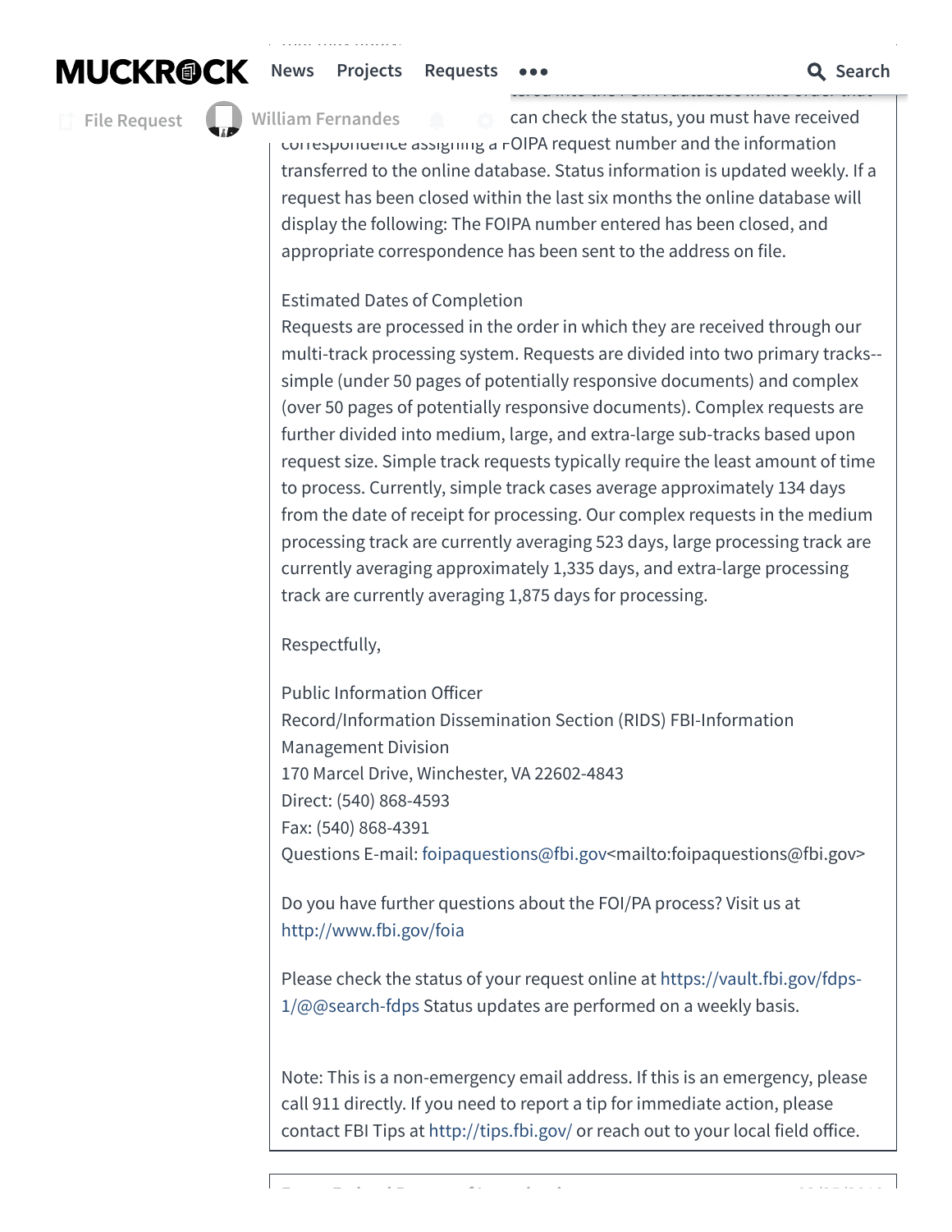can check the status, you must have received correspondence assigning a FOIPA request number and the information transferred to the online database. Status information is updated weekly. If a request has been closed within the last six months the online database will display the following: The FOIPA number entered has been closed, and appropriate correspondence has been sent to the address on file.

Estimated Dates of Completion
Requests are processed in the order in which they are received through our multi-track processing system. Requests are divided into two primary tracks--simple (under 50 pages of potentially responsive documents) and complex (over 50 pages of potentially responsive documents). Complex requests are further divided into medium, large, and extra-large sub-tracks based upon request size. Simple track requests typically require the least amount of time to process. Currently, simple track cases average approximately 134 days from the date of receipt for processing. Our complex requests in the medium processing track are currently averaging 523 days, large processing track are currently averaging approximately 1,335 days, and extra-large processing track are currently averaging 1,875 days for processing.

Respectfully,

Public Information Officer
Record/Information Dissemination Section (RIDS) FBI-Information Management Division
170 Marcel Drive, Winchester, VA 22602-4843
Direct: (540) 868-4593
Fax: (540) 868-4391
Questions E-mail: foipaquestions@fbi.gov<mailto:foipaquestions@fbi.gov>

Do you have further questions about the FOI/PA process? Visit us at http://www.fbi.gov/foia

Please check the status of your request online at https://vault.fbi.gov/fdps-1/@@search-fdps Status updates are performed on a weekly basis.

Note: This is a non-emergency email address. If this is an emergency, please call 911 directly. If you need to report a tip for immediate action, please contact FBI Tips at http://tips.fbi.gov/ or reach out to your local field office.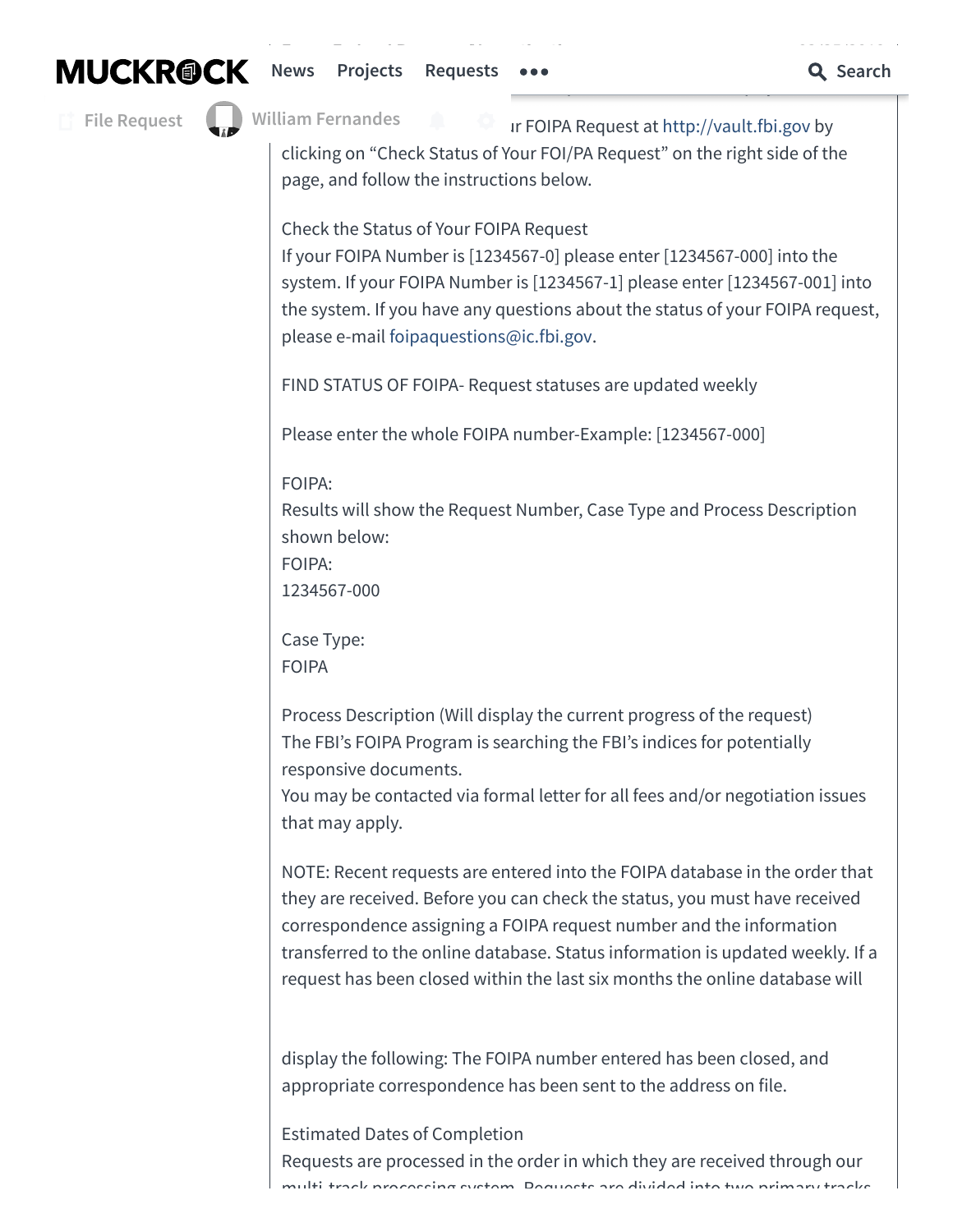ır FOIPA Request at http://vault.fbi.gov by clicking on “Check Status of Your FOI/PA Request” on the right side of the page, and follow the instructions below.

Check the Status of Your FOIPA Request
If your FOIPA Number is [1234567-0] please enter [1234567-000] into the system. If your FOIPA Number is [1234567-1] please enter [1234567-001] into the system. If you have any questions about the status of your FOIPA request, please e-mail foipaquestions@ic.fbi.gov.

FIND STATUS OF FOIPA- Request statuses are updated weekly

Please enter the whole FOIPA number-Example: [1234567-000]

FOIPA:
Results will show the Request Number, Case Type and Process Description shown below:
FOIPA:
1234567-000

Case Type:
FOIPA

Process Description (Will display the current progress of the request)
The FBI’s FOIPA Program is searching the FBI’s indices for potentially responsive documents.
You may be contacted via formal letter for all fees and/or negotiation issues that may apply.

NOTE: Recent requests are entered into the FOIPA database in the order that they are received. Before you can check the status, you must have received correspondence assigning a FOIPA request number and the information transferred to the online database. Status information is updated weekly. If a request has been closed within the last six months the online database will

display the following: The FOIPA number entered has been closed, and appropriate correspondence has been sent to the address on file.

Estimated Dates of Completion
Requests are processed in the order in which they are received through our multi-track processing system. Requests are divided into two primary tracks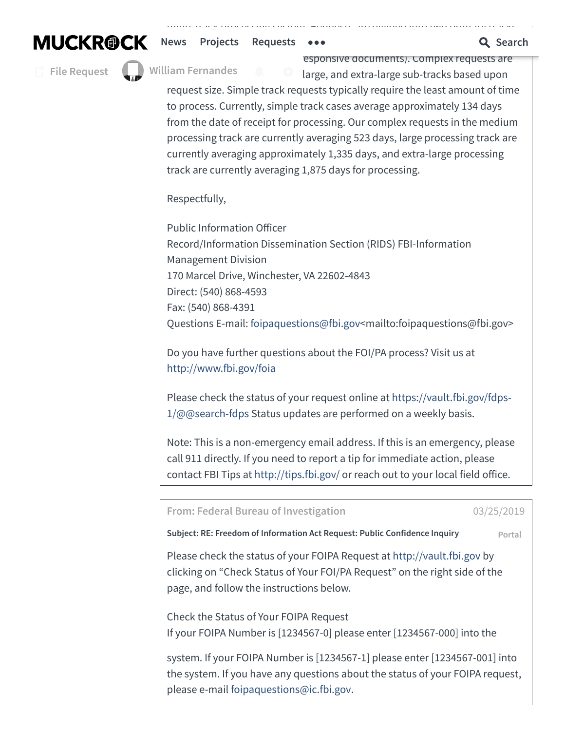responsive documents). Complex requests are large, and extra-large sub-tracks based upon request size. Simple track requests typically require the least amount of time to process. Currently, simple track cases average approximately 134 days from the date of receipt for processing. Our complex requests in the medium processing track are currently averaging 523 days, large processing track are currently averaging approximately 1,335 days, and extra-large processing track are currently averaging 1,875 days for processing.

Respectfully,

Public Information Officer
Record/Information Dissemination Section (RIDS) FBI-Information Management Division
170 Marcel Drive, Winchester, VA 22602-4843
Direct: (540) 868-4593
Fax: (540) 868-4391
Questions E-mail: foipaquestions@fbi.gov<mailto:foipaquestions@fbi.gov>

Do you have further questions about the FOI/PA process? Visit us at http://www.fbi.gov/foia

Please check the status of your request online at https://vault.fbi.gov/fdps-1/@@search-fdps Status updates are performed on a weekly basis.

Note: This is a non-emergency email address. If this is an emergency, please call 911 directly. If you need to report a tip for immediate action, please contact FBI Tips at http://tips.fbi.gov/ or reach out to your local field office.

From: Federal Bureau of Investigation — 03/25/2019

**Subject: RE: Freedom of Information Act Request: Public Confidence Inquiry** — Portal

Please check the status of your FOIPA Request at http://vault.fbi.gov by clicking on "Check Status of Your FOI/PA Request" on the right side of the page, and follow the instructions below.

Check the Status of Your FOIPA Request
If your FOIPA Number is [1234567-0] please enter [1234567-000] into the

system. If your FOIPA Number is [1234567-1] please enter [1234567-001] into the system. If you have any questions about the status of your FOIPA request, please e-mail foipaquestions@ic.fbi.gov.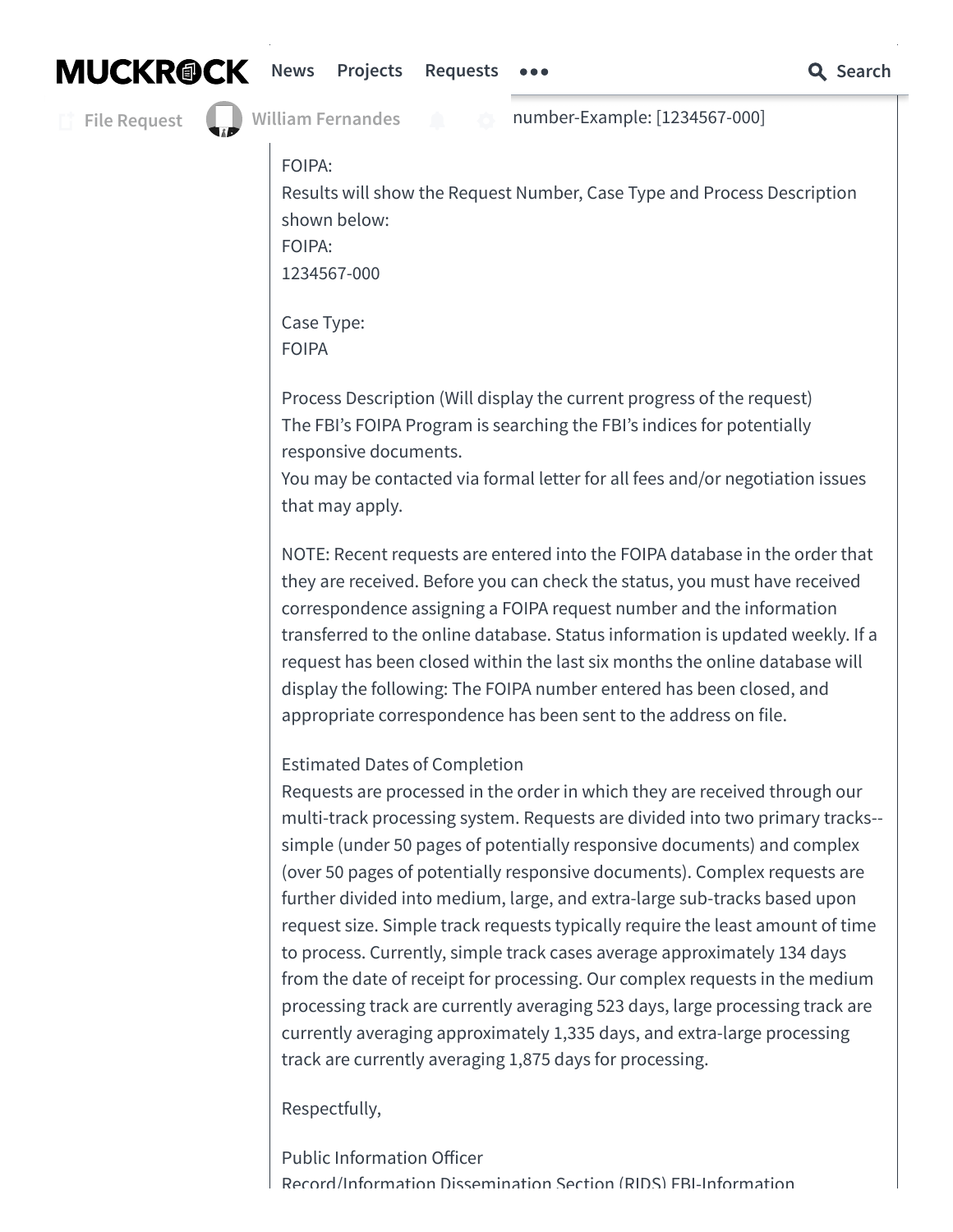number-Example: [1234567-000]

FOIPA:
Results will show the Request Number, Case Type and Process Description shown below:
FOIPA:
1234567-000

Case Type:
FOIPA

Process Description (Will display the current progress of the request)
The FBI's FOIPA Program is searching the FBI's indices for potentially responsive documents.
You may be contacted via formal letter for all fees and/or negotiation issues that may apply.

NOTE: Recent requests are entered into the FOIPA database in the order that they are received. Before you can check the status, you must have received correspondence assigning a FOIPA request number and the information transferred to the online database. Status information is updated weekly. If a request has been closed within the last six months the online database will display the following: The FOIPA number entered has been closed, and appropriate correspondence has been sent to the address on file.

Estimated Dates of Completion
Requests are processed in the order in which they are received through our multi-track processing system. Requests are divided into two primary tracks--simple (under 50 pages of potentially responsive documents) and complex (over 50 pages of potentially responsive documents). Complex requests are further divided into medium, large, and extra-large sub-tracks based upon request size. Simple track requests typically require the least amount of time to process. Currently, simple track cases average approximately 134 days from the date of receipt for processing. Our complex requests in the medium processing track are currently averaging 523 days, large processing track are currently averaging approximately 1,335 days, and extra-large processing track are currently averaging 1,875 days for processing.

Respectfully,

Public Information Officer
Record/Information Dissemination Section (RIDS) FBI-Information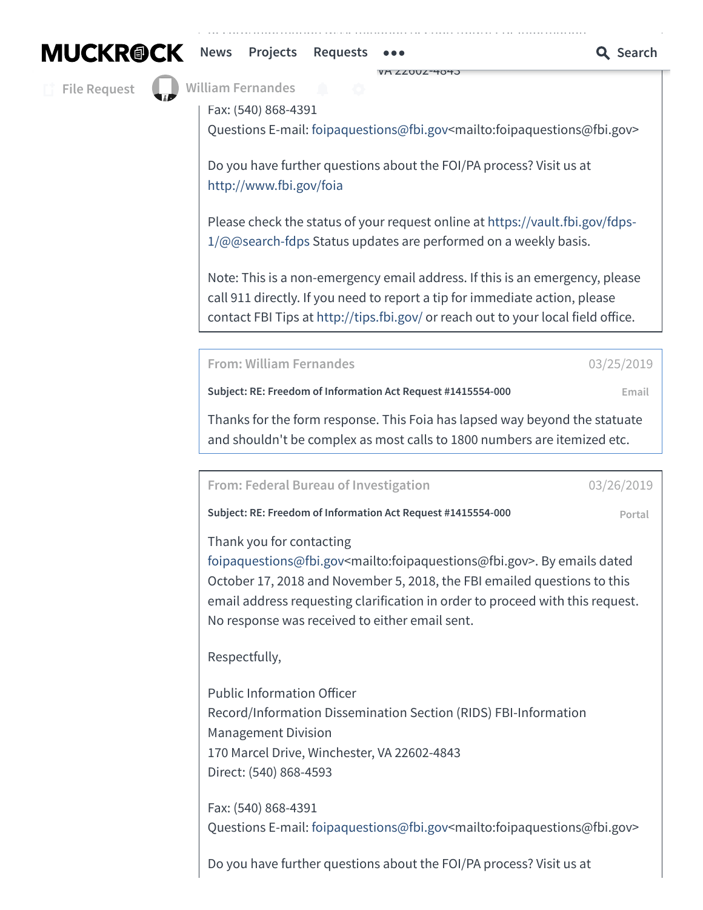Fax: (540) 868-4391
Questions E-mail: foipaquestions@fbi.gov<mailto:foipaquestions@fbi.gov>

Do you have further questions about the FOI/PA process? Visit us at http://www.fbi.gov/foia

Please check the status of your request online at https://vault.fbi.gov/fdps-1/@@search-fdps Status updates are performed on a weekly basis.

Note: This is a non-emergency email address. If this is an emergency, please call 911 directly. If you need to report a tip for immediate action, please contact FBI Tips at http://tips.fbi.gov/ or reach out to your local field office.

---

**From: William Fernandes** — 03/25/2019

**Subject: RE: Freedom of Information Act Request #1415554-000** — Email

Thanks for the form response. This Foia has lapsed way beyond the statuate and shouldn't be complex as most calls to 1800 numbers are itemized etc.

---

**From: Federal Bureau of Investigation** — 03/26/2019

**Subject: RE: Freedom of Information Act Request #1415554-000** — Portal

Thank you for contacting foipaquestions@fbi.gov<mailto:foipaquestions@fbi.gov>. By emails dated October 17, 2018 and November 5, 2018, the FBI emailed questions to this email address requesting clarification in order to proceed with this request. No response was received to either email sent.

Respectfully,

Public Information Officer
Record/Information Dissemination Section (RIDS) FBI-Information Management Division
170 Marcel Drive, Winchester, VA 22602-4843
Direct: (540) 868-4593

Fax: (540) 868-4391
Questions E-mail: foipaquestions@fbi.gov<mailto:foipaquestions@fbi.gov>

Do you have further questions about the FOI/PA process? Visit us at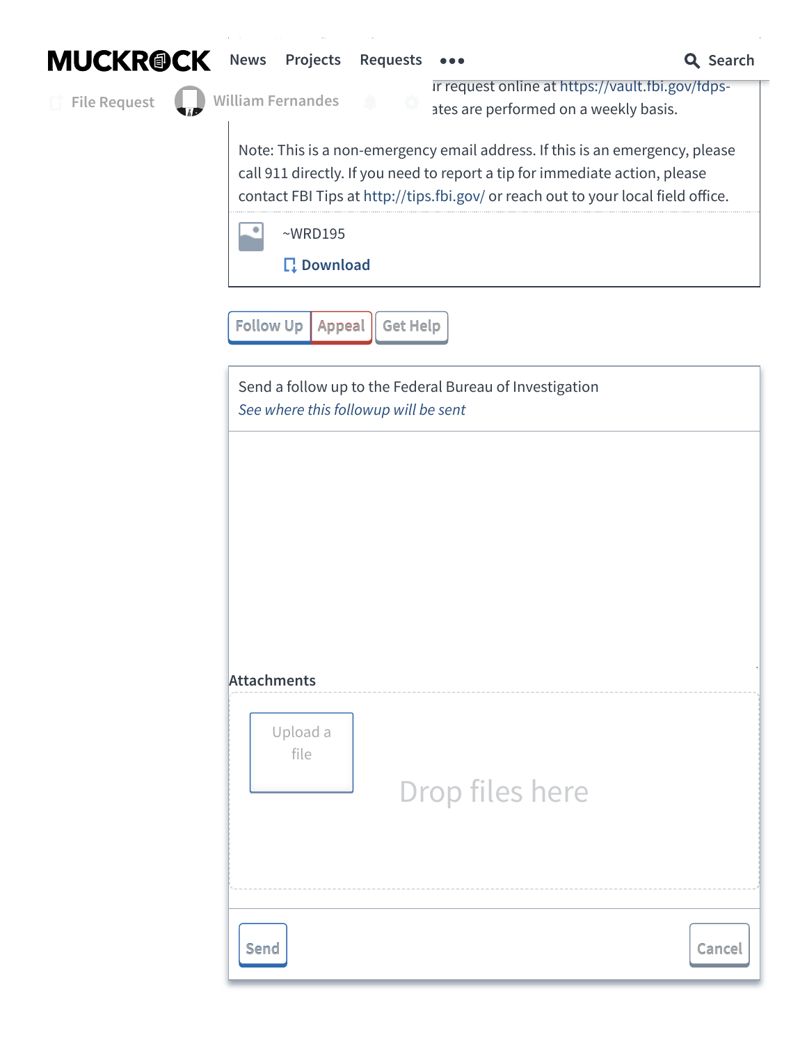MUCKROCK News Projects Requests ••• Search

File Request William Fernandes

...ır request online at https://vault.fbi.gov/fdps-...
...ates are performed on a weekly basis.

Note: This is a non-emergency email address. If this is an emergency, please call 911 directly. If you need to report a tip for immediate action, please contact FBI Tips at http://tips.fbi.gov/ or reach out to your local field office.

~WRD195

Download

Follow Up | Appeal | Get Help

Send a follow up to the Federal Bureau of Investigation

*See where this followup will be sent*

**Attachments**

Upload a file

Drop files here

Send | Cancel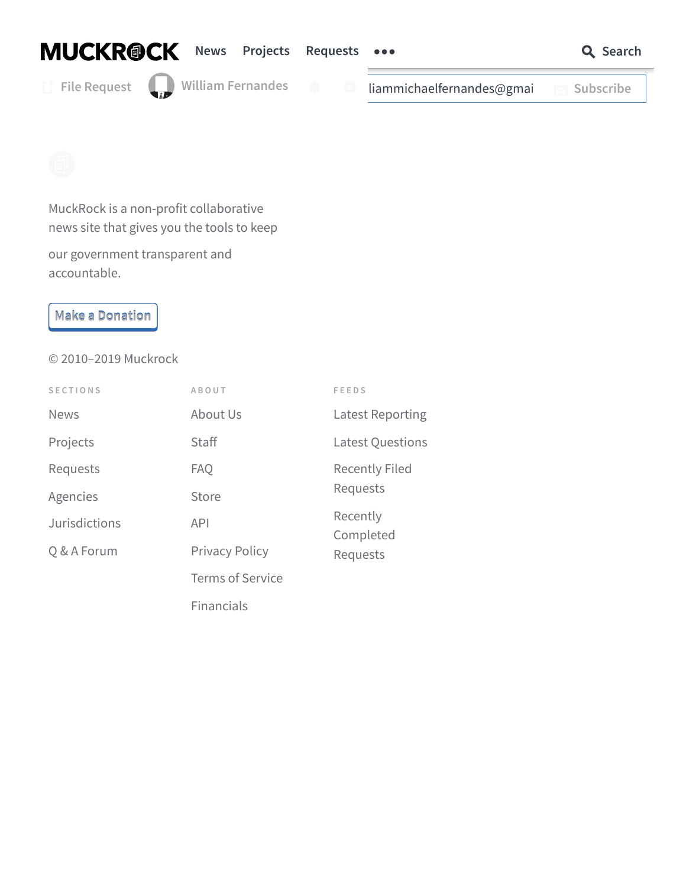MUCKROCK News Projects Requests •••

Search

File Request William Fernandes

liammichaelfernandes@gmai Subscribe

MuckRock is a non-profit collaborative news site that gives you the tools to keep our government transparent and accountable.

Make a Donation

© 2010–2019 Muckrock

SECTIONS

- News
- Projects
- Requests
- Agencies
- Jurisdictions
- Q & A Forum

ABOUT

- About Us
- Staff
- FAQ
- Store
- API
- Privacy Policy
- Terms of Service
- Financials

FEEDS

- Latest Reporting
- Latest Questions
- Recently Filed Requests
- Recently Completed Requests